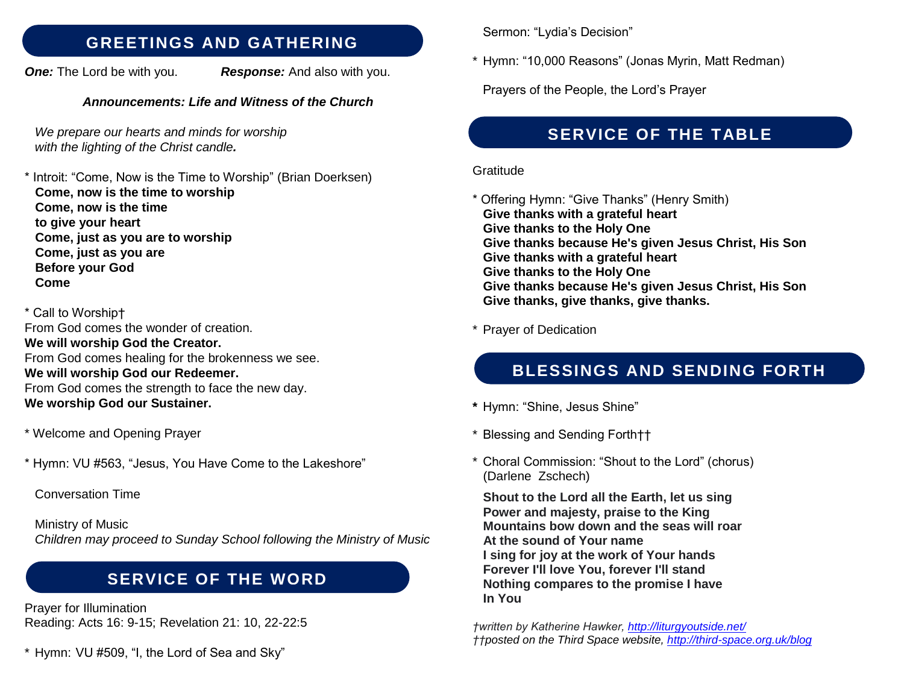## GREETINGS AND GATHERING

***One:*** The Lord be with you. ***Response:*** And also with you.

***Announcements: Life and Witness of the Church***

*We prepare our hearts and minds for worship with the lighting of the Christ candle.*

\* Introit: "Come, Now is the Time to Worship" (Brian Doerksen)

**Come, now is the time to worship**
**Come, now is the time**
**to give your heart**
**Come, just as you are to worship**
**Come, just as you are**
**Before your God**
**Come**

\* Call to Worship†

From God comes the wonder of creation.
**We will worship God the Creator.**
From God comes healing for the brokenness we see.
**We will worship God our Redeemer.**
From God comes the strength to face the new day.
**We worship God our Sustainer.**

\* Welcome and Opening Prayer

\* Hymn: VU #563, "Jesus, You Have Come to the Lakeshore"

Conversation Time

Ministry of Music
*Children may proceed to Sunday School following the Ministry of Music*

## SERVICE OF THE WORD

Prayer for Illumination
Reading: Acts 16: 9-15; Revelation 21: 10, 22-22:5

\* Hymn: VU #509, "I, the Lord of Sea and Sky"

Sermon: "Lydia's Decision"

\* Hymn: "10,000 Reasons" (Jonas Myrin, Matt Redman)

Prayers of the People, the Lord's Prayer

## SERVICE OF THE TABLE

Gratitude

\* Offering Hymn: "Give Thanks" (Henry Smith)

**Give thanks with a grateful heart**
**Give thanks to the Holy One**
**Give thanks because He's given Jesus Christ, His Son**
**Give thanks with a grateful heart**
**Give thanks to the Holy One**
**Give thanks because He's given Jesus Christ, His Son**
**Give thanks, give thanks, give thanks.**

\* Prayer of Dedication

## BLESSINGS AND SENDING FORTH

**\*** Hymn: "Shine, Jesus Shine"

\* Blessing and Sending Forth††

\* Choral Commission: "Shout to the Lord" (chorus) (Darlene Zschech)

**Shout to the Lord all the Earth, let us sing**
**Power and majesty, praise to the King**
**Mountains bow down and the seas will roar**
**At the sound of Your name**
**I sing for joy at the work of Your hands**
**Forever I'll love You, forever I'll stand**
**Nothing compares to the promise I have**
**In You**

*†written by Katherine Hawker, [http://liturgyoutside.net/](http://liturgyoutside.net/)*
*††posted on the Third Space website, [http://third-space.org.uk/blog](http://third-space.org.uk/blog)*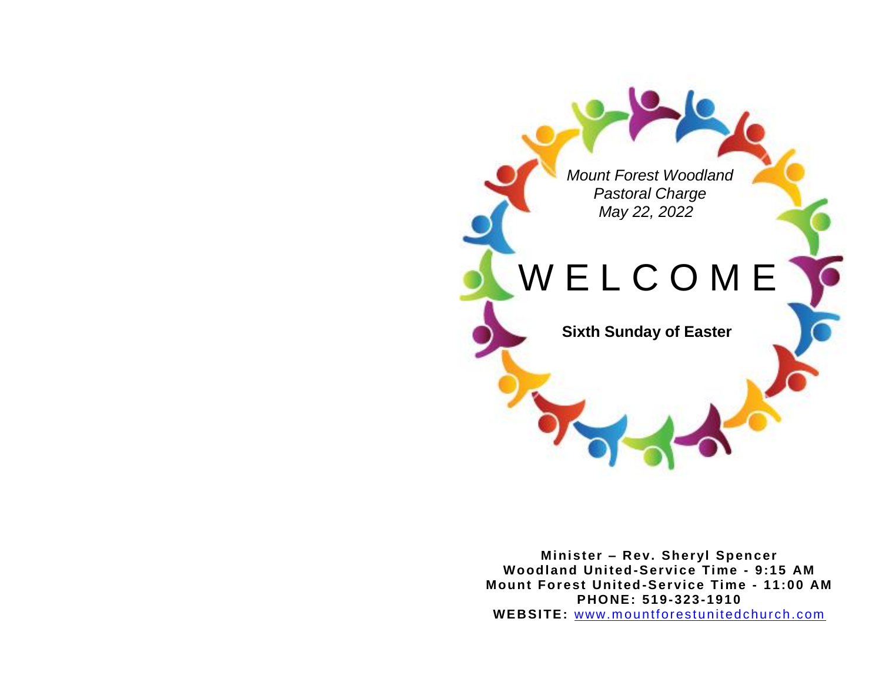*Mount Forest Woodland*
*Pastoral Charge*
*May 22, 2022*

# W E L C O M E

**Sixth Sunday of Easter**

**Minister – Rev. Sheryl Spencer**
**Woodland United-Service Time - 9:15 AM**
**Mount Forest United-Service Time - 11:00 AM**
**PHONE: 519-323-1910**
**WEBSITE:** [www.mountforestunitedchurch.com](http://www.mountforestunitedchurch.com)